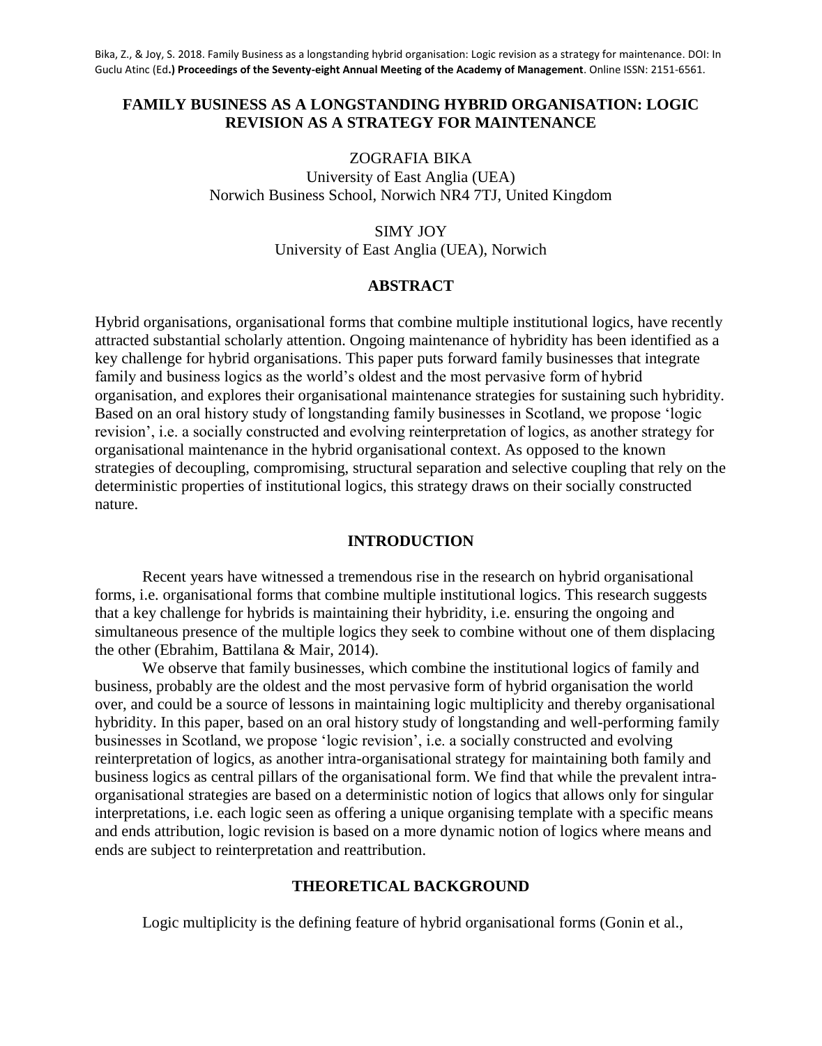Bika, Z., & Joy, S. 2018. Family Business as a longstanding hybrid organisation: Logic revision as a strategy for maintenance. DOI: In Guclu Atinc (Ed**.) Proceedings of the Seventy-eight Annual Meeting of the Academy of Management**. Online ISSN: 2151-6561.

# FAMILY BUSINESS AS A LONGSTANDING HYBRID ORGANISATION: LOGIC REVISION AS A STRATEGY FOR MAINTENANCE

ZOGRAFIA BIKA
University of East Anglia (UEA)
Norwich Business School, Norwich NR4 7TJ, United Kingdom

SIMY JOY
University of East Anglia (UEA), Norwich

## ABSTRACT

Hybrid organisations, organisational forms that combine multiple institutional logics, have recently attracted substantial scholarly attention. Ongoing maintenance of hybridity has been identified as a key challenge for hybrid organisations. This paper puts forward family businesses that integrate family and business logics as the world's oldest and the most pervasive form of hybrid organisation, and explores their organisational maintenance strategies for sustaining such hybridity. Based on an oral history study of longstanding family businesses in Scotland, we propose 'logic revision', i.e. a socially constructed and evolving reinterpretation of logics, as another strategy for organisational maintenance in the hybrid organisational context. As opposed to the known strategies of decoupling, compromising, structural separation and selective coupling that rely on the deterministic properties of institutional logics, this strategy draws on their socially constructed nature.

## INTRODUCTION

Recent years have witnessed a tremendous rise in the research on hybrid organisational forms, i.e. organisational forms that combine multiple institutional logics. This research suggests that a key challenge for hybrids is maintaining their hybridity, i.e. ensuring the ongoing and simultaneous presence of the multiple logics they seek to combine without one of them displacing the other (Ebrahim, Battilana & Mair, 2014).

We observe that family businesses, which combine the institutional logics of family and business, probably are the oldest and the most pervasive form of hybrid organisation the world over, and could be a source of lessons in maintaining logic multiplicity and thereby organisational hybridity. In this paper, based on an oral history study of longstanding and well-performing family businesses in Scotland, we propose 'logic revision', i.e. a socially constructed and evolving reinterpretation of logics, as another intra-organisational strategy for maintaining both family and business logics as central pillars of the organisational form. We find that while the prevalent intra-organisational strategies are based on a deterministic notion of logics that allows only for singular interpretations, i.e. each logic seen as offering a unique organising template with a specific means and ends attribution, logic revision is based on a more dynamic notion of logics where means and ends are subject to reinterpretation and reattribution.

## THEORETICAL BACKGROUND

Logic multiplicity is the defining feature of hybrid organisational forms (Gonin et al.,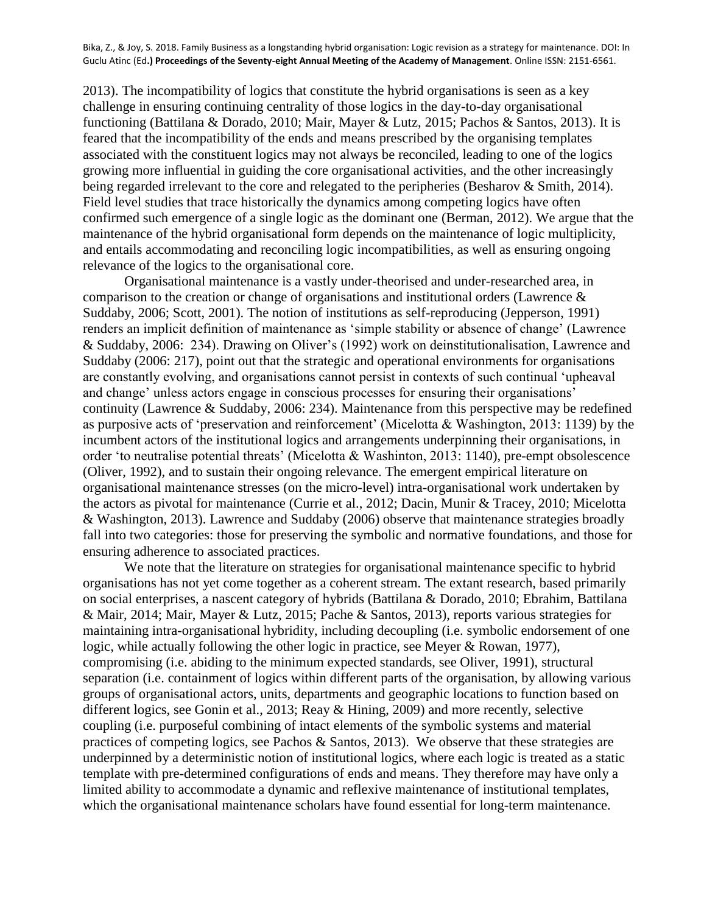2013). The incompatibility of logics that constitute the hybrid organisations is seen as a key challenge in ensuring continuing centrality of those logics in the day-to-day organisational functioning (Battilana & Dorado, 2010; Mair, Mayer & Lutz, 2015; Pachos & Santos, 2013). It is feared that the incompatibility of the ends and means prescribed by the organising templates associated with the constituent logics may not always be reconciled, leading to one of the logics growing more influential in guiding the core organisational activities, and the other increasingly being regarded irrelevant to the core and relegated to the peripheries (Besharov & Smith, 2014). Field level studies that trace historically the dynamics among competing logics have often confirmed such emergence of a single logic as the dominant one (Berman, 2012). We argue that the maintenance of the hybrid organisational form depends on the maintenance of logic multiplicity, and entails accommodating and reconciling logic incompatibilities, as well as ensuring ongoing relevance of the logics to the organisational core.

Organisational maintenance is a vastly under-theorised and under-researched area, in comparison to the creation or change of organisations and institutional orders (Lawrence & Suddaby, 2006; Scott, 2001). The notion of institutions as self-reproducing (Jepperson, 1991) renders an implicit definition of maintenance as 'simple stability or absence of change' (Lawrence & Suddaby, 2006: 234). Drawing on Oliver's (1992) work on deinstitutionalisation, Lawrence and Suddaby (2006: 217), point out that the strategic and operational environments for organisations are constantly evolving, and organisations cannot persist in contexts of such continual 'upheaval and change' unless actors engage in conscious processes for ensuring their organisations' continuity (Lawrence & Suddaby, 2006: 234). Maintenance from this perspective may be redefined as purposive acts of 'preservation and reinforcement' (Micelotta & Washington, 2013: 1139) by the incumbent actors of the institutional logics and arrangements underpinning their organisations, in order 'to neutralise potential threats' (Micelotta & Washinton, 2013: 1140), pre-empt obsolescence (Oliver, 1992), and to sustain their ongoing relevance. The emergent empirical literature on organisational maintenance stresses (on the micro-level) intra-organisational work undertaken by the actors as pivotal for maintenance (Currie et al., 2012; Dacin, Munir & Tracey, 2010; Micelotta & Washington, 2013). Lawrence and Suddaby (2006) observe that maintenance strategies broadly fall into two categories: those for preserving the symbolic and normative foundations, and those for ensuring adherence to associated practices.

We note that the literature on strategies for organisational maintenance specific to hybrid organisations has not yet come together as a coherent stream. The extant research, based primarily on social enterprises, a nascent category of hybrids (Battilana & Dorado, 2010; Ebrahim, Battilana & Mair, 2014; Mair, Mayer & Lutz, 2015; Pache & Santos, 2013), reports various strategies for maintaining intra-organisational hybridity, including decoupling (i.e. symbolic endorsement of one logic, while actually following the other logic in practice, see Meyer & Rowan, 1977), compromising (i.e. abiding to the minimum expected standards, see Oliver, 1991), structural separation (i.e. containment of logics within different parts of the organisation, by allowing various groups of organisational actors, units, departments and geographic locations to function based on different logics, see Gonin et al., 2013; Reay & Hining, 2009) and more recently, selective coupling (i.e. purposeful combining of intact elements of the symbolic systems and material practices of competing logics, see Pachos & Santos, 2013). We observe that these strategies are underpinned by a deterministic notion of institutional logics, where each logic is treated as a static template with pre-determined configurations of ends and means. They therefore may have only a limited ability to accommodate a dynamic and reflexive maintenance of institutional templates, which the organisational maintenance scholars have found essential for long-term maintenance.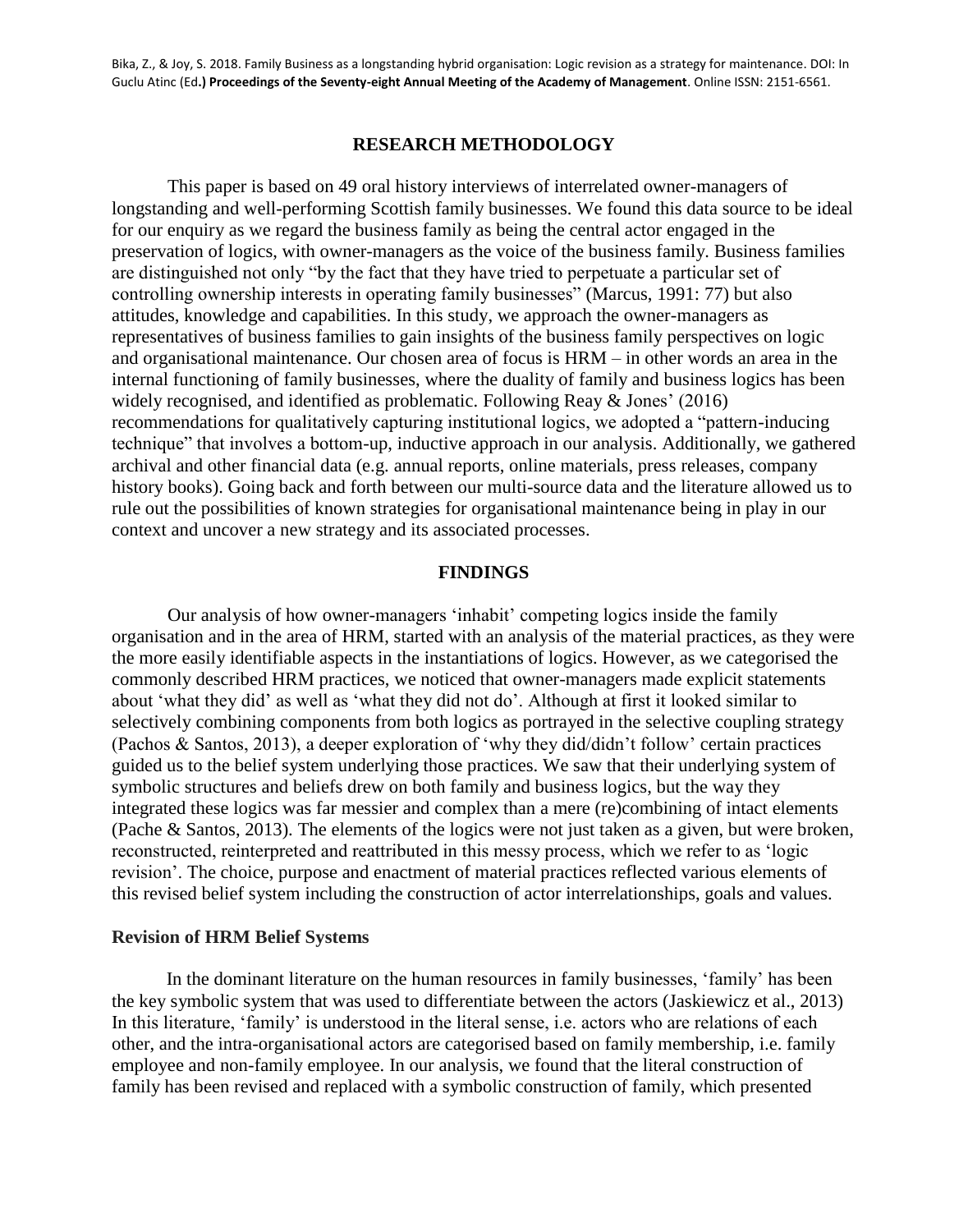## RESEARCH METHODOLOGY

This paper is based on 49 oral history interviews of interrelated owner-managers of longstanding and well-performing Scottish family businesses. We found this data source to be ideal for our enquiry as we regard the business family as being the central actor engaged in the preservation of logics, with owner-managers as the voice of the business family. Business families are distinguished not only "by the fact that they have tried to perpetuate a particular set of controlling ownership interests in operating family businesses" (Marcus, 1991: 77) but also attitudes, knowledge and capabilities. In this study, we approach the owner-managers as representatives of business families to gain insights of the business family perspectives on logic and organisational maintenance. Our chosen area of focus is HRM – in other words an area in the internal functioning of family businesses, where the duality of family and business logics has been widely recognised, and identified as problematic. Following Reay & Jones' (2016) recommendations for qualitatively capturing institutional logics, we adopted a "pattern-inducing technique" that involves a bottom-up, inductive approach in our analysis. Additionally, we gathered archival and other financial data (e.g. annual reports, online materials, press releases, company history books). Going back and forth between our multi-source data and the literature allowed us to rule out the possibilities of known strategies for organisational maintenance being in play in our context and uncover a new strategy and its associated processes.

## FINDINGS

Our analysis of how owner-managers 'inhabit' competing logics inside the family organisation and in the area of HRM, started with an analysis of the material practices, as they were the more easily identifiable aspects in the instantiations of logics. However, as we categorised the commonly described HRM practices, we noticed that owner-managers made explicit statements about 'what they did' as well as 'what they did not do'. Although at first it looked similar to selectively combining components from both logics as portrayed in the selective coupling strategy (Pachos & Santos, 2013), a deeper exploration of 'why they did/didn't follow' certain practices guided us to the belief system underlying those practices. We saw that their underlying system of symbolic structures and beliefs drew on both family and business logics, but the way they integrated these logics was far messier and complex than a mere (re)combining of intact elements (Pache & Santos, 2013). The elements of the logics were not just taken as a given, but were broken, reconstructed, reinterpreted and reattributed in this messy process, which we refer to as 'logic revision'. The choice, purpose and enactment of material practices reflected various elements of this revised belief system including the construction of actor interrelationships, goals and values.

### Revision of HRM Belief Systems

In the dominant literature on the human resources in family businesses, 'family' has been the key symbolic system that was used to differentiate between the actors (Jaskiewicz et al., 2013) In this literature, 'family' is understood in the literal sense, i.e. actors who are relations of each other, and the intra-organisational actors are categorised based on family membership, i.e. family employee and non-family employee. In our analysis, we found that the literal construction of family has been revised and replaced with a symbolic construction of family, which presented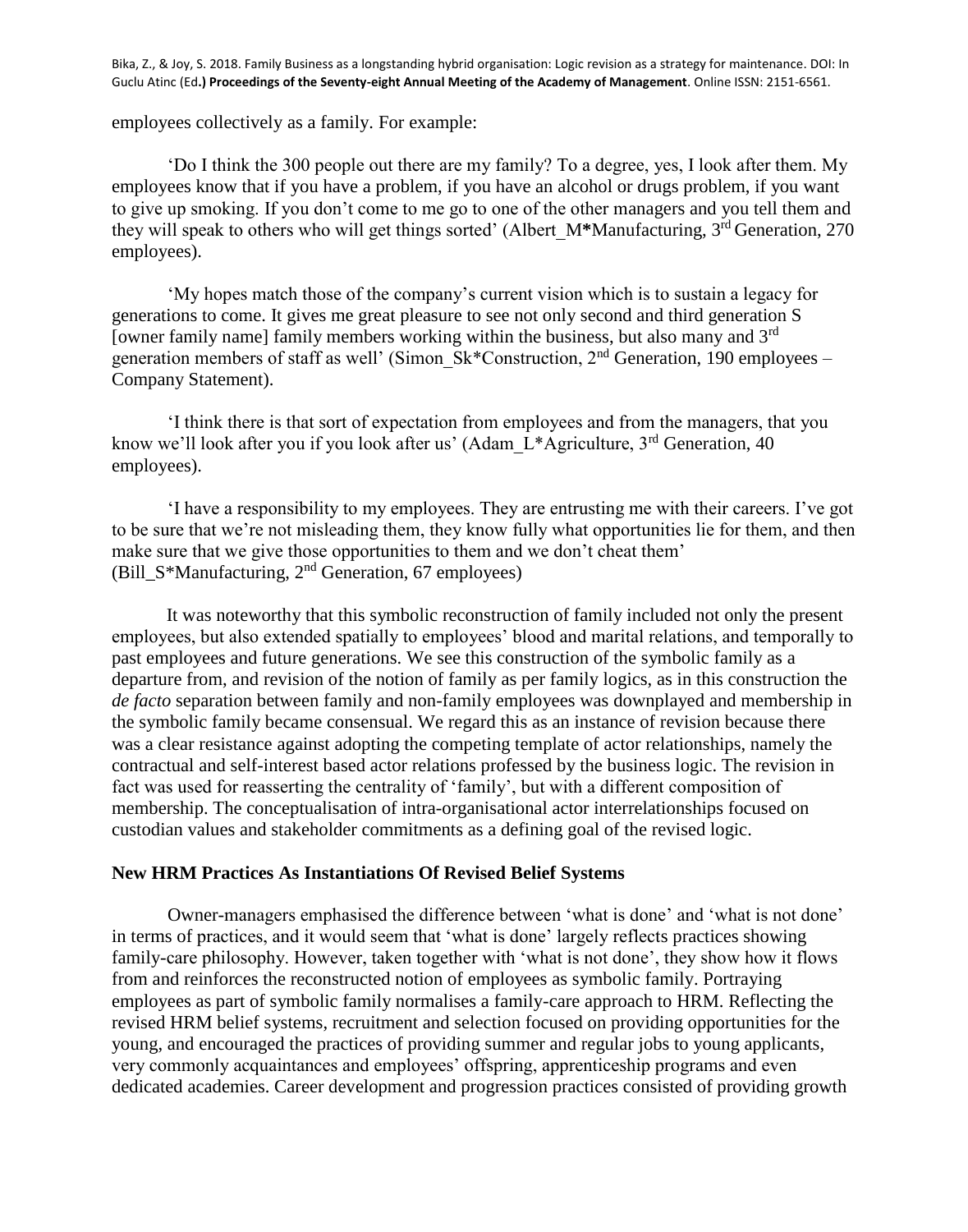employees collectively as a family. For example:

'Do I think the 300 people out there are my family? To a degree, yes, I look after them. My employees know that if you have a problem, if you have an alcohol or drugs problem, if you want to give up smoking. If you don't come to me go to one of the other managers and you tell them and they will speak to others who will get things sorted' (Albert_M*Manufacturing, 3rd Generation, 270 employees).

'My hopes match those of the company's current vision which is to sustain a legacy for generations to come. It gives me great pleasure to see not only second and third generation S [owner family name] family members working within the business, but also many and 3rd generation members of staff as well' (Simon_Sk*Construction, 2nd Generation, 190 employees – Company Statement).

'I think there is that sort of expectation from employees and from the managers, that you know we'll look after you if you look after us' (Adam_L*Agriculture, 3rd Generation, 40 employees).

'I have a responsibility to my employees. They are entrusting me with their careers. I've got to be sure that we're not misleading them, they know fully what opportunities lie for them, and then make sure that we give those opportunities to them and we don't cheat them' (Bill_S*Manufacturing, 2nd Generation, 67 employees)

It was noteworthy that this symbolic reconstruction of family included not only the present employees, but also extended spatially to employees' blood and marital relations, and temporally to past employees and future generations. We see this construction of the symbolic family as a departure from, and revision of the notion of family as per family logics, as in this construction the *de facto* separation between family and non-family employees was downplayed and membership in the symbolic family became consensual. We regard this as an instance of revision because there was a clear resistance against adopting the competing template of actor relationships, namely the contractual and self-interest based actor relations professed by the business logic. The revision in fact was used for reasserting the centrality of 'family', but with a different composition of membership. The conceptualisation of intra-organisational actor interrelationships focused on custodian values and stakeholder commitments as a defining goal of the revised logic.

## New HRM Practices As Instantiations Of Revised Belief Systems

Owner-managers emphasised the difference between 'what is done' and 'what is not done' in terms of practices, and it would seem that 'what is done' largely reflects practices showing family-care philosophy. However, taken together with 'what is not done', they show how it flows from and reinforces the reconstructed notion of employees as symbolic family. Portraying employees as part of symbolic family normalises a family-care approach to HRM. Reflecting the revised HRM belief systems, recruitment and selection focused on providing opportunities for the young, and encouraged the practices of providing summer and regular jobs to young applicants, very commonly acquaintances and employees' offspring, apprenticeship programs and even dedicated academies. Career development and progression practices consisted of providing growth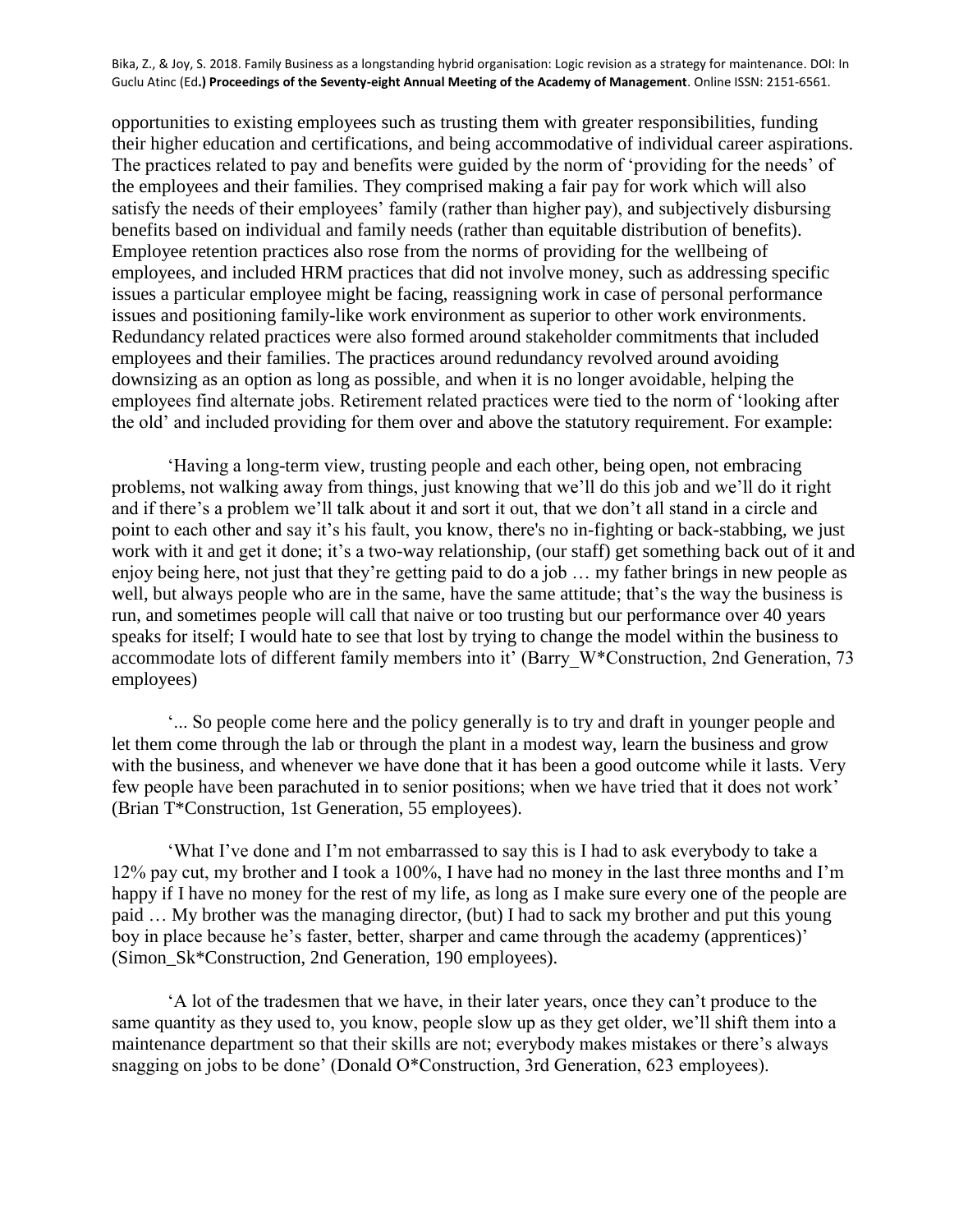opportunities to existing employees such as trusting them with greater responsibilities, funding their higher education and certifications, and being accommodative of individual career aspirations. The practices related to pay and benefits were guided by the norm of 'providing for the needs' of the employees and their families. They comprised making a fair pay for work which will also satisfy the needs of their employees' family (rather than higher pay), and subjectively disbursing benefits based on individual and family needs (rather than equitable distribution of benefits). Employee retention practices also rose from the norms of providing for the wellbeing of employees, and included HRM practices that did not involve money, such as addressing specific issues a particular employee might be facing, reassigning work in case of personal performance issues and positioning family-like work environment as superior to other work environments. Redundancy related practices were also formed around stakeholder commitments that included employees and their families. The practices around redundancy revolved around avoiding downsizing as an option as long as possible, and when it is no longer avoidable, helping the employees find alternate jobs. Retirement related practices were tied to the norm of 'looking after the old' and included providing for them over and above the statutory requirement. For example:

'Having a long-term view, trusting people and each other, being open, not embracing problems, not walking away from things, just knowing that we'll do this job and we'll do it right and if there's a problem we'll talk about it and sort it out, that we don't all stand in a circle and point to each other and say it's his fault, you know, there's no in-fighting or back-stabbing, we just work with it and get it done; it's a two-way relationship, (our staff) get something back out of it and enjoy being here, not just that they're getting paid to do a job … my father brings in new people as well, but always people who are in the same, have the same attitude; that's the way the business is run, and sometimes people will call that naive or too trusting but our performance over 40 years speaks for itself; I would hate to see that lost by trying to change the model within the business to accommodate lots of different family members into it' (Barry_W*Construction, 2nd Generation, 73 employees)

'... So people come here and the policy generally is to try and draft in younger people and let them come through the lab or through the plant in a modest way, learn the business and grow with the business, and whenever we have done that it has been a good outcome while it lasts. Very few people have been parachuted in to senior positions; when we have tried that it does not work' (Brian T*Construction, 1st Generation, 55 employees).

'What I've done and I'm not embarrassed to say this is I had to ask everybody to take a 12% pay cut, my brother and I took a 100%, I have had no money in the last three months and I'm happy if I have no money for the rest of my life, as long as I make sure every one of the people are paid … My brother was the managing director, (but) I had to sack my brother and put this young boy in place because he's faster, better, sharper and came through the academy (apprentices)' (Simon_Sk*Construction, 2nd Generation, 190 employees).

'A lot of the tradesmen that we have, in their later years, once they can't produce to the same quantity as they used to, you know, people slow up as they get older, we'll shift them into a maintenance department so that their skills are not; everybody makes mistakes or there's always snagging on jobs to be done' (Donald O*Construction, 3rd Generation, 623 employees).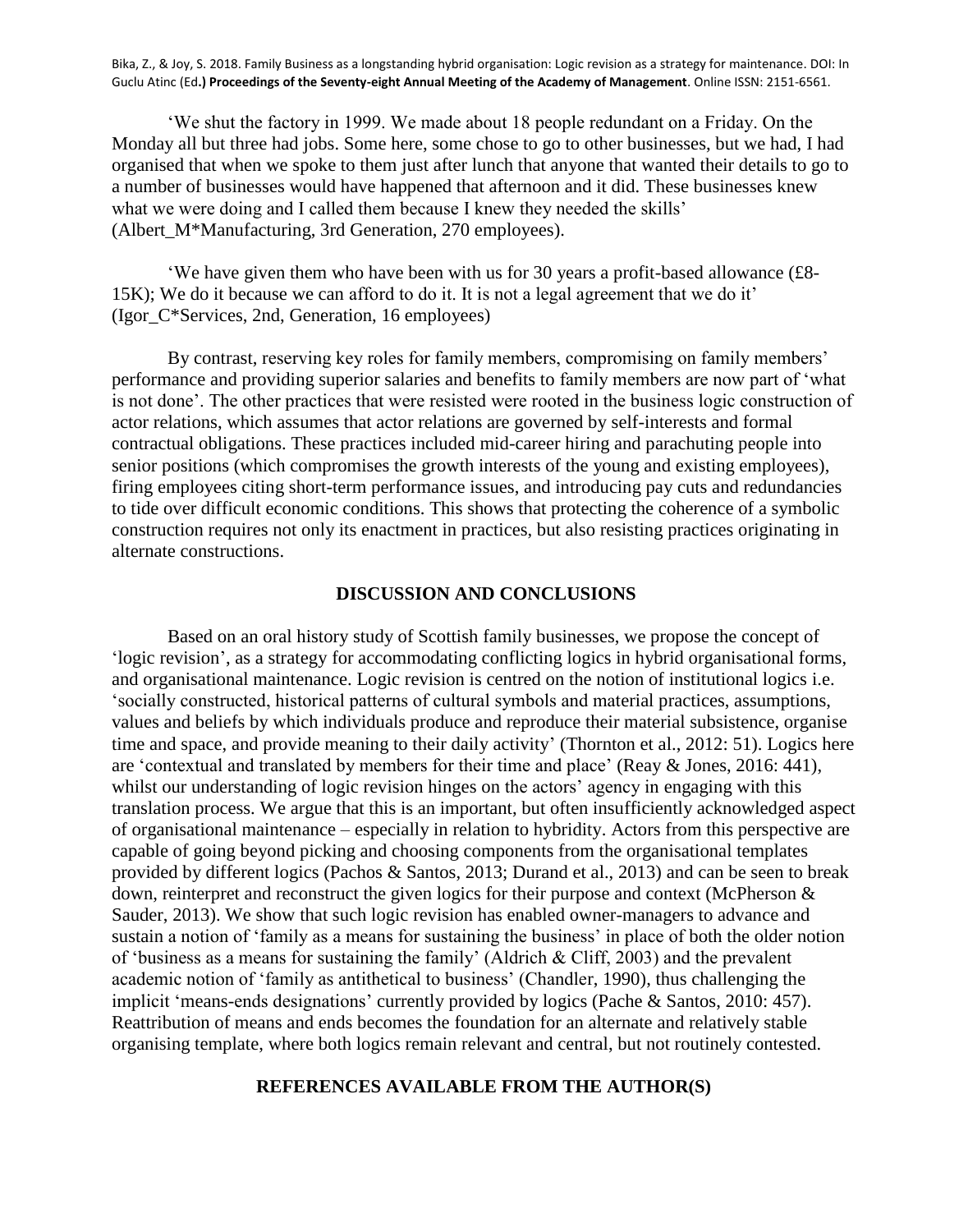'We shut the factory in 1999. We made about 18 people redundant on a Friday. On the Monday all but three had jobs. Some here, some chose to go to other businesses, but we had, I had organised that when we spoke to them just after lunch that anyone that wanted their details to go to a number of businesses would have happened that afternoon and it did. These businesses knew what we were doing and I called them because I knew they needed the skills' (Albert_M*Manufacturing, 3rd Generation, 270 employees).

'We have given them who have been with us for 30 years a profit-based allowance (£8-15K); We do it because we can afford to do it. It is not a legal agreement that we do it' (Igor_C*Services, 2nd, Generation, 16 employees)

By contrast, reserving key roles for family members, compromising on family members' performance and providing superior salaries and benefits to family members are now part of 'what is not done'. The other practices that were resisted were rooted in the business logic construction of actor relations, which assumes that actor relations are governed by self-interests and formal contractual obligations. These practices included mid-career hiring and parachuting people into senior positions (which compromises the growth interests of the young and existing employees), firing employees citing short-term performance issues, and introducing pay cuts and redundancies to tide over difficult economic conditions. This shows that protecting the coherence of a symbolic construction requires not only its enactment in practices, but also resisting practices originating in alternate constructions.

## DISCUSSION AND CONCLUSIONS

Based on an oral history study of Scottish family businesses, we propose the concept of 'logic revision', as a strategy for accommodating conflicting logics in hybrid organisational forms, and organisational maintenance. Logic revision is centred on the notion of institutional logics i.e. 'socially constructed, historical patterns of cultural symbols and material practices, assumptions, values and beliefs by which individuals produce and reproduce their material subsistence, organise time and space, and provide meaning to their daily activity' (Thornton et al., 2012: 51). Logics here are 'contextual and translated by members for their time and place' (Reay & Jones, 2016: 441), whilst our understanding of logic revision hinges on the actors' agency in engaging with this translation process. We argue that this is an important, but often insufficiently acknowledged aspect of organisational maintenance – especially in relation to hybridity. Actors from this perspective are capable of going beyond picking and choosing components from the organisational templates provided by different logics (Pachos & Santos, 2013; Durand et al., 2013) and can be seen to break down, reinterpret and reconstruct the given logics for their purpose and context (McPherson & Sauder, 2013). We show that such logic revision has enabled owner-managers to advance and sustain a notion of 'family as a means for sustaining the business' in place of both the older notion of 'business as a means for sustaining the family' (Aldrich & Cliff, 2003) and the prevalent academic notion of 'family as antithetical to business' (Chandler, 1990), thus challenging the implicit 'means-ends designations' currently provided by logics (Pache & Santos, 2010: 457). Reattribution of means and ends becomes the foundation for an alternate and relatively stable organising template, where both logics remain relevant and central, but not routinely contested.

## REFERENCES AVAILABLE FROM THE AUTHOR(S)